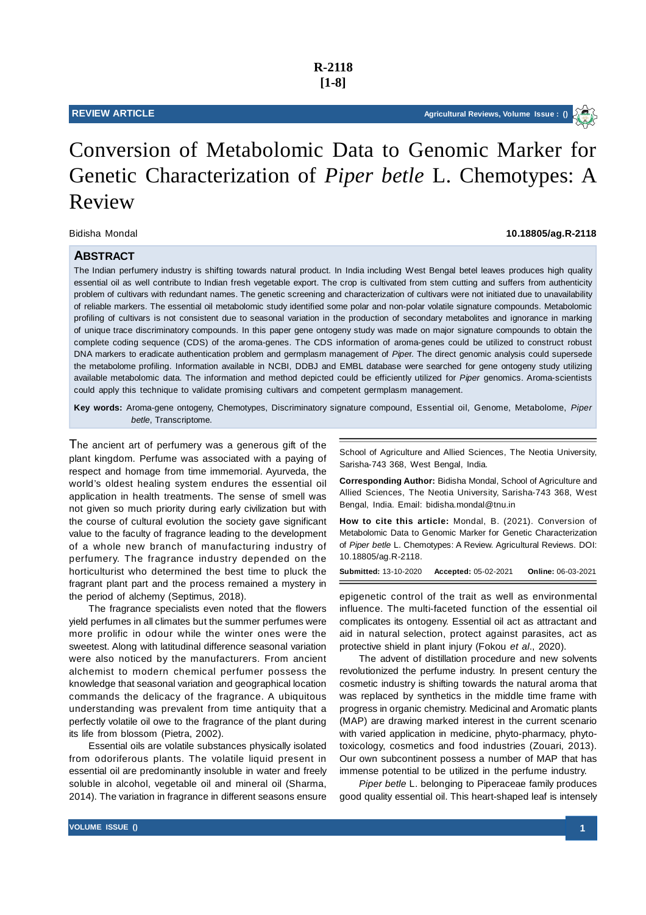R-2118
[1-8]

**REVIEW ARTICLE**

# Conversion of Metabolomic Data to Genomic Marker for Genetic Characterization of *Piper betle* L. Chemotypes: A Review

Bidisha Mondal

**10.18805/ag.R-2118**

## ABSTRACT

The Indian perfumery industry is shifting towards natural product. In India including West Bengal betel leaves produces high quality essential oil as well contribute to Indian fresh vegetable export. The crop is cultivated from stem cutting and suffers from authenticity problem of cultivars with redundant names. The genetic screening and characterization of cultivars were not initiated due to unavailability of reliable markers. The essential oil metabolomic study identified some polar and non-polar volatile signature compounds. Metabolomic profiling of cultivars is not consistent due to seasonal variation in the production of secondary metabolites and ignorance in marking of unique trace discriminatory compounds. In this paper gene ontogeny study was made on major signature compounds to obtain the complete coding sequence (CDS) of the aroma-genes. The CDS information of aroma-genes could be utilized to construct robust DNA markers to eradicate authentication problem and germplasm management of *Piper*. The direct genomic analysis could supersede the metabolome profiling. Information available in NCBI, DDBJ and EMBL database were searched for gene ontogeny study utilizing available metabolomic data. The information and method depicted could be efficiently utilized for *Piper* genomics. Aroma-scientists could apply this technique to validate promising cultivars and competent germplasm management.

**Key words:** Aroma-gene ontogeny, Chemotypes, Discriminatory signature compound, Essential oil, Genome, Metabolome, *Piper betle*, Transcriptome.

The ancient art of perfumery was a generous gift of the plant kingdom. Perfume was associated with a paying of respect and homage from time immemorial. Ayurveda, the world's oldest healing system endures the essential oil application in health treatments. The sense of smell was not given so much priority during early civilization but with the course of cultural evolution the society gave significant value to the faculty of fragrance leading to the development of a whole new branch of manufacturing industry of perfumery. The fragrance industry depended on the horticulturist who determined the best time to pluck the fragrant plant part and the process remained a mystery in the period of alchemy (Septimus, 2018).

The fragrance specialists even noted that the flowers yield perfumes in all climates but the summer perfumes were more prolific in odour while the winter ones were the sweetest. Along with latitudinal difference seasonal variation were also noticed by the manufacturers. From ancient alchemist to modern chemical perfumer possess the knowledge that seasonal variation and geographical location commands the delicacy of the fragrance. A ubiquitous understanding was prevalent from time antiquity that a perfectly volatile oil owe to the fragrance of the plant during its life from blossom (Pietra, 2002).

Essential oils are volatile substances physically isolated from odoriferous plants. The volatile liquid present in essential oil are predominantly insoluble in water and freely soluble in alcohol, vegetable oil and mineral oil (Sharma, 2014). The variation in fragrance in different seasons ensure epigenetic control of the trait as well as environmental influence. The multi-faceted function of the essential oil complicates its ontogeny. Essential oil act as attractant and aid in natural selection, protect against parasites, act as protective shield in plant injury (Fokou *et al*., 2020).

The advent of distillation procedure and new solvents revolutionized the perfume industry. In present century the cosmetic industry is shifting towards the natural aroma that was replaced by synthetics in the middle time frame with progress in organic chemistry. Medicinal and Aromatic plants (MAP) are drawing marked interest in the current scenario with varied application in medicine, phyto-pharmacy, phyto-toxicology, cosmetics and food industries (Zouari, 2013). Our own subcontinent possess a number of MAP that has immense potential to be utilized in the perfume industry.

*Piper betle* L. belonging to Piperaceae family produces good quality essential oil. This heart-shaped leaf is intensely

---

School of Agriculture and Allied Sciences, The Neotia University, Sarisha-743 368, West Bengal, India.

**Corresponding Author:** Bidisha Mondal, School of Agriculture and Allied Sciences, The Neotia University, Sarisha-743 368, West Bengal, India. Email: bidisha.mondal@tnu.in

**How to cite this article:** Mondal, B. (2021). Conversion of Metabolomic Data to Genomic Marker for Genetic Characterization of *Piper betle* L. Chemotypes: A Review. Agricultural Reviews. DOI: 10.18805/ag.R-2118.

**Submitted:** 13-10-2020 **Accepted:** 05-02-2021 **Online:** 06-03-2021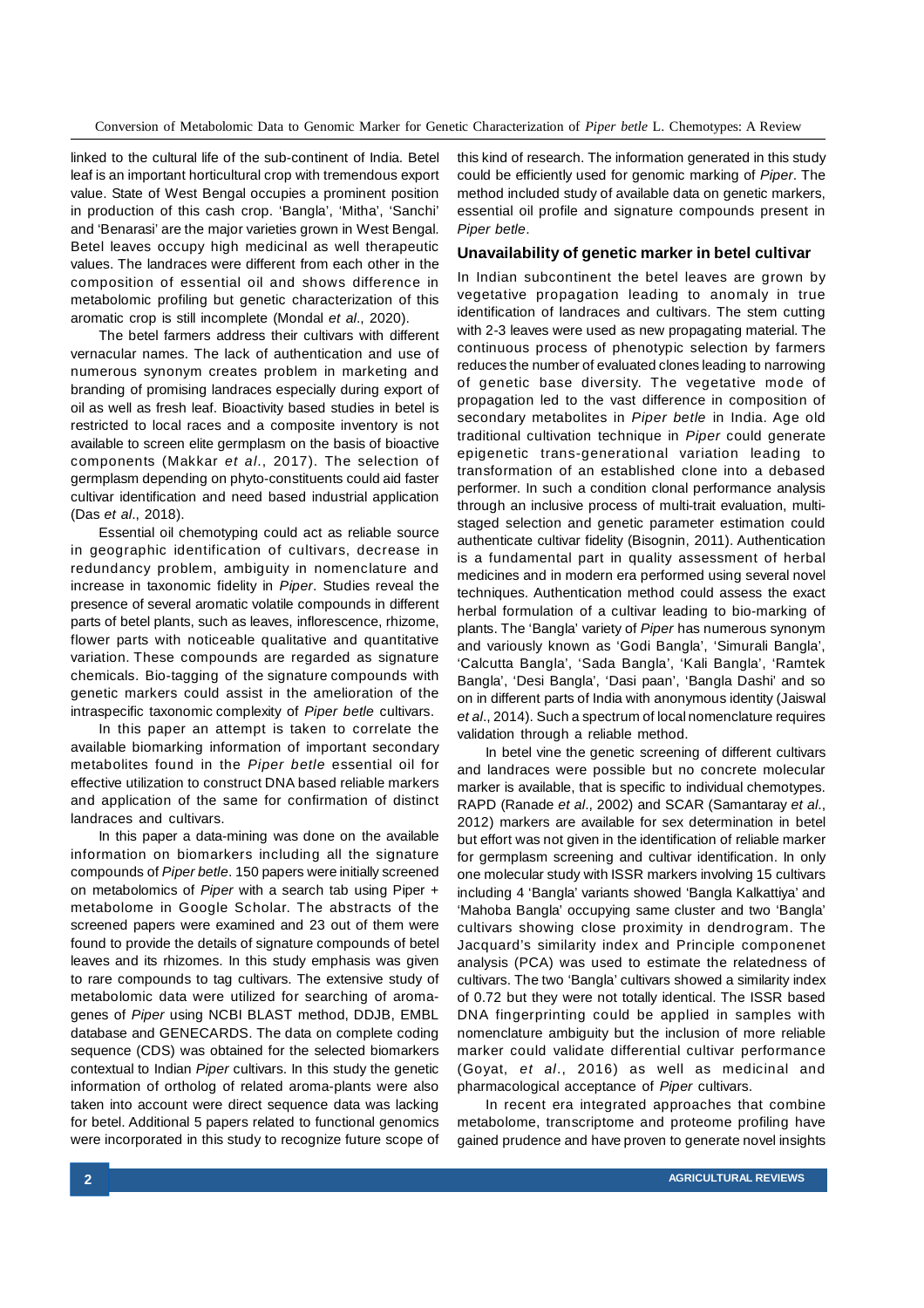linked to the cultural life of the sub-continent of India. Betel leaf is an important horticultural crop with tremendous export value. State of West Bengal occupies a prominent position in production of this cash crop. 'Bangla', 'Mitha', 'Sanchi' and 'Benarasi' are the major varieties grown in West Bengal. Betel leaves occupy high medicinal as well therapeutic values. The landraces were different from each other in the composition of essential oil and shows difference in metabolomic profiling but genetic characterization of this aromatic crop is still incomplete (Mondal *et al*., 2020).

The betel farmers address their cultivars with different vernacular names. The lack of authentication and use of numerous synonym creates problem in marketing and branding of promising landraces especially during export of oil as well as fresh leaf. Bioactivity based studies in betel is restricted to local races and a composite inventory is not available to screen elite germplasm on the basis of bioactive components (Makkar *et al*., 2017). The selection of germplasm depending on phyto-constituents could aid faster cultivar identification and need based industrial application (Das *et al*., 2018).

Essential oil chemotyping could act as reliable source in geographic identification of cultivars, decrease in redundancy problem, ambiguity in nomenclature and increase in taxonomic fidelity in *Piper*. Studies reveal the presence of several aromatic volatile compounds in different parts of betel plants, such as leaves, inflorescence, rhizome, flower parts with noticeable qualitative and quantitative variation. These compounds are regarded as signature chemicals. Bio-tagging of the signature compounds with genetic markers could assist in the amelioration of the intraspecific taxonomic complexity of *Piper betle* cultivars.

In this paper an attempt is taken to correlate the available biomarking information of important secondary metabolites found in the *Piper betle* essential oil for effective utilization to construct DNA based reliable markers and application of the same for confirmation of distinct landraces and cultivars.

In this paper a data-mining was done on the available information on biomarkers including all the signature compounds of *Piper betle*. 150 papers were initially screened on metabolomics of *Piper* with a search tab using Piper + metabolome in Google Scholar. The abstracts of the screened papers were examined and 23 out of them were found to provide the details of signature compounds of betel leaves and its rhizomes. In this study emphasis was given to rare compounds to tag cultivars. The extensive study of metabolomic data were utilized for searching of aroma-genes of *Piper* using NCBI BLAST method, DDJB, EMBL database and GENECARDS. The data on complete coding sequence (CDS) was obtained for the selected biomarkers contextual to Indian *Piper* cultivars. In this study the genetic information of ortholog of related aroma-plants were also taken into account were direct sequence data was lacking for betel. Additional 5 papers related to functional genomics were incorporated in this study to recognize future scope of this kind of research. The information generated in this study could be efficiently used for genomic marking of *Piper*. The method included study of available data on genetic markers, essential oil profile and signature compounds present in *Piper betle*.

## Unavailability of genetic marker in betel cultivar

In Indian subcontinent the betel leaves are grown by vegetative propagation leading to anomaly in true identification of landraces and cultivars. The stem cutting with 2-3 leaves were used as new propagating material. The continuous process of phenotypic selection by farmers reduces the number of evaluated clones leading to narrowing of genetic base diversity. The vegetative mode of propagation led to the vast difference in composition of secondary metabolites in *Piper betle* in India. Age old traditional cultivation technique in *Piper* could generate epigenetic trans-generational variation leading to transformation of an established clone into a debased performer. In such a condition clonal performance analysis through an inclusive process of multi-trait evaluation, multi-staged selection and genetic parameter estimation could authenticate cultivar fidelity (Bisognin, 2011). Authentication is a fundamental part in quality assessment of herbal medicines and in modern era performed using several novel techniques. Authentication method could assess the exact herbal formulation of a cultivar leading to bio-marking of plants. The 'Bangla' variety of *Piper* has numerous synonym and variously known as 'Godi Bangla', 'Simurali Bangla', 'Calcutta Bangla', 'Sada Bangla', 'Kali Bangla', 'Ramtek Bangla', 'Desi Bangla', 'Dasi paan', 'Bangla Dashi' and so on in different parts of India with anonymous identity (Jaiswal *et al*., 2014). Such a spectrum of local nomenclature requires validation through a reliable method.

In betel vine the genetic screening of different cultivars and landraces were possible but no concrete molecular marker is available, that is specific to individual chemotypes. RAPD (Ranade *et al*., 2002) and SCAR (Samantaray *et al*., 2012) markers are available for sex determination in betel but effort was not given in the identification of reliable marker for germplasm screening and cultivar identification. In only one molecular study with ISSR markers involving 15 cultivars including 4 'Bangla' variants showed 'Bangla Kalkattiya' and 'Mahoba Bangla' occupying same cluster and two 'Bangla' cultivars showing close proximity in dendrogram. The Jacquard's similarity index and Principle componenet analysis (PCA) was used to estimate the relatedness of cultivars. The two 'Bangla' cultivars showed a similarity index of 0.72 but they were not totally identical. The ISSR based DNA fingerprinting could be applied in samples with nomenclature ambiguity but the inclusion of more reliable marker could validate differential cultivar performance (Goyat, *et al*., 2016) as well as medicinal and pharmacological acceptance of *Piper* cultivars.

In recent era integrated approaches that combine metabolome, transcriptome and proteome profiling have gained prudence and have proven to generate novel insights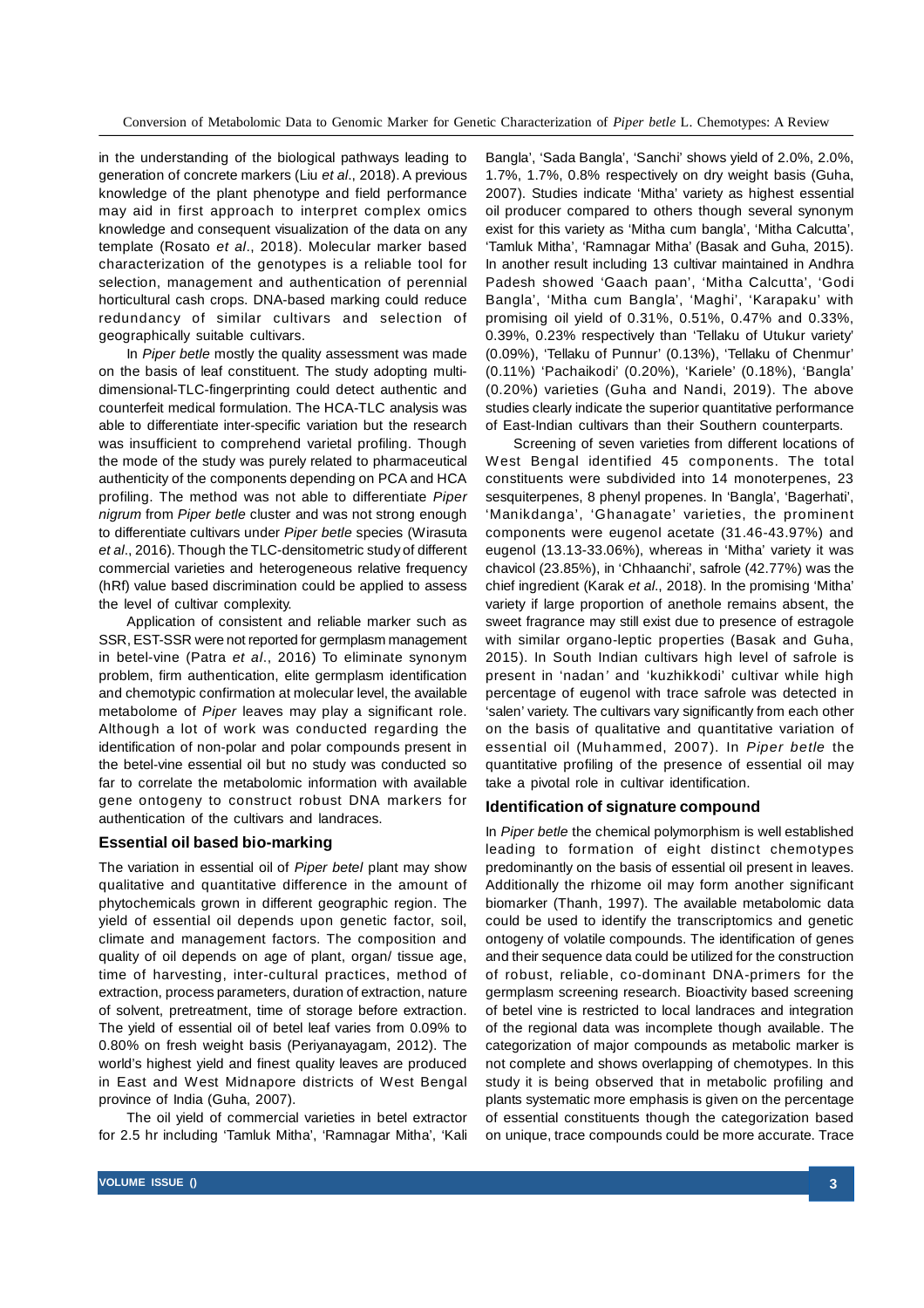in the understanding of the biological pathways leading to generation of concrete markers (Liu *et al*., 2018). A previous knowledge of the plant phenotype and field performance may aid in first approach to interpret complex omics knowledge and consequent visualization of the data on any template (Rosato *et al*., 2018). Molecular marker based characterization of the genotypes is a reliable tool for selection, management and authentication of perennial horticultural cash crops. DNA-based marking could reduce redundancy of similar cultivars and selection of geographically suitable cultivars.

In *Piper betle* mostly the quality assessment was made on the basis of leaf constituent. The study adopting multi-dimensional-TLC-fingerprinting could detect authentic and counterfeit medical formulation. The HCA-TLC analysis was able to differentiate inter-specific variation but the research was insufficient to comprehend varietal profiling. Though the mode of the study was purely related to pharmaceutical authenticity of the components depending on PCA and HCA profiling. The method was not able to differentiate *Piper nigrum* from *Piper betle* cluster and was not strong enough to differentiate cultivars under *Piper betle* species (Wirasuta *et al*., 2016). Though the TLC-densitometric study of different commercial varieties and heterogeneous relative frequency (hRf) value based discrimination could be applied to assess the level of cultivar complexity.

Application of consistent and reliable marker such as SSR, EST-SSR were not reported for germplasm management in betel-vine (Patra *et al*., 2016) To eliminate synonym problem, firm authentication, elite germplasm identification and chemotypic confirmation at molecular level, the available metabolome of *Piper* leaves may play a significant role. Although a lot of work was conducted regarding the identification of non-polar and polar compounds present in the betel-vine essential oil but no study was conducted so far to correlate the metabolomic information with available gene ontogeny to construct robust DNA markers for authentication of the cultivars and landraces.

## Essential oil based bio-marking

The variation in essential oil of *Piper betel* plant may show qualitative and quantitative difference in the amount of phytochemicals grown in different geographic region. The yield of essential oil depends upon genetic factor, soil, climate and management factors. The composition and quality of oil depends on age of plant, organ/ tissue age, time of harvesting, inter-cultural practices, method of extraction, process parameters, duration of extraction, nature of solvent, pretreatment, time of storage before extraction. The yield of essential oil of betel leaf varies from 0.09% to 0.80% on fresh weight basis (Periyanayagam, 2012). The world's highest yield and finest quality leaves are produced in East and West Midnapore districts of West Bengal province of India (Guha, 2007).

The oil yield of commercial varieties in betel extractor for 2.5 hr including 'Tamluk Mitha', 'Ramnagar Mitha', 'Kali Bangla', 'Sada Bangla', 'Sanchi' shows yield of 2.0%, 2.0%, 1.7%, 1.7%, 0.8% respectively on dry weight basis (Guha, 2007). Studies indicate 'Mitha' variety as highest essential oil producer compared to others though several synonym exist for this variety as 'Mitha cum bangla', 'Mitha Calcutta', 'Tamluk Mitha', 'Ramnagar Mitha' (Basak and Guha, 2015). In another result including 13 cultivar maintained in Andhra Padesh showed 'Gaach paan', 'Mitha Calcutta', 'Godi Bangla', 'Mitha cum Bangla', 'Maghi', 'Karapaku' with promising oil yield of 0.31%, 0.51%, 0.47% and 0.33%, 0.39%, 0.23% respectively than 'Tellaku of Utukur variety' (0.09%), 'Tellaku of Punnur' (0.13%), 'Tellaku of Chenmur' (0.11%) 'Pachaikodi' (0.20%), 'Kariele' (0.18%), 'Bangla' (0.20%) varieties (Guha and Nandi, 2019). The above studies clearly indicate the superior quantitative performance of East-Indian cultivars than their Southern counterparts.

Screening of seven varieties from different locations of West Bengal identified 45 components. The total constituents were subdivided into 14 monoterpenes, 23 sesquiterpenes, 8 phenyl propenes. In 'Bangla', 'Bagerhati', 'Manikdanga', 'Ghanagate' varieties, the prominent components were eugenol acetate (31.46-43.97%) and eugenol (13.13-33.06%), whereas in 'Mitha' variety it was chavicol (23.85%), in 'Chhaanchi', safrole (42.77%) was the chief ingredient (Karak *et al*., 2018). In the promising 'Mitha' variety if large proportion of anethole remains absent, the sweet fragrance may still exist due to presence of estragole with similar organo-leptic properties (Basak and Guha, 2015). In South Indian cultivars high level of safrole is present in 'nadan' and 'kuzhikkodi' cultivar while high percentage of eugenol with trace safrole was detected in 'salen' variety. The cultivars vary significantly from each other on the basis of qualitative and quantitative variation of essential oil (Muhammed, 2007). In *Piper betle* the quantitative profiling of the presence of essential oil may take a pivotal role in cultivar identification.

## Identification of signature compound

In *Piper betle* the chemical polymorphism is well established leading to formation of eight distinct chemotypes predominantly on the basis of essential oil present in leaves. Additionally the rhizome oil may form another significant biomarker (Thanh, 1997). The available metabolomic data could be used to identify the transcriptomics and genetic ontogeny of volatile compounds. The identification of genes and their sequence data could be utilized for the construction of robust, reliable, co-dominant DNA-primers for the germplasm screening research. Bioactivity based screening of betel vine is restricted to local landraces and integration of the regional data was incomplete though available. The categorization of major compounds as metabolic marker is not complete and shows overlapping of chemotypes. In this study it is being observed that in metabolic profiling and plants systematic more emphasis is given on the percentage of essential constituents though the categorization based on unique, trace compounds could be more accurate. Trace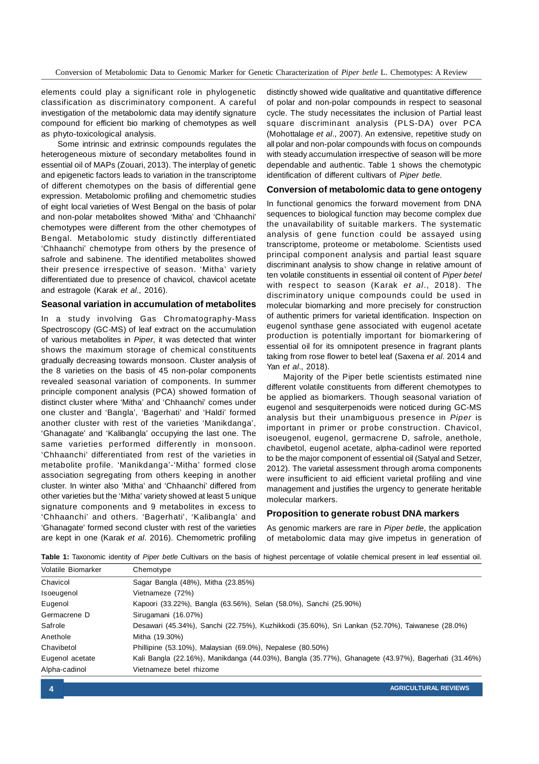elements could play a significant role in phylogenetic classification as discriminatory component. A careful investigation of the metabolomic data may identify signature compound for efficient bio marking of chemotypes as well as phyto-toxicological analysis.

Some intrinsic and extrinsic compounds regulates the heterogeneous mixture of secondary metabolites found in essential oil of MAPs (Zouari, 2013). The interplay of genetic and epigenetic factors leads to variation in the transcriptome of different chemotypes on the basis of differential gene expression. Metabolomic profiling and chemometric studies of eight local varieties of West Bengal on the basis of polar and non-polar metabolites showed 'Mitha' and 'Chhaanchi' chemotypes were different from the other chemotypes of Bengal. Metabolomic study distinctly differentiated 'Chhaanchi' chemotype from others by the presence of safrole and sabinene. The identified metabolites showed their presence irrespective of season. 'Mitha' variety differentiated due to presence of chavicol, chavicol acetate and estragole (Karak *et al*., 2016).

### Seasonal variation in accumulation of metabolites

In a study involving Gas Chromatography-Mass Spectroscopy (GC-MS) of leaf extract on the accumulation of various metabolites in *Piper*, it was detected that winter shows the maximum storage of chemical constituents gradually decreasing towards monsoon. Cluster analysis of the 8 varieties on the basis of 45 non-polar components revealed seasonal variation of components. In summer principle component analysis (PCA) showed formation of distinct cluster where 'Mitha' and 'Chhaanchi' comes under one cluster and 'Bangla', 'Bagerhati' and 'Haldi' formed another cluster with rest of the varieties 'Manikdanga', 'Ghanagate' and 'Kalibangla' occupying the last one. The same varieties performed differently in monsoon. 'Chhaanchi' differentiated from rest of the varieties in metabolite profile. 'Manikdanga'-'Mitha' formed close association segregating from others keeping in another cluster. In winter also 'Mitha' and 'Chhaanchi' differed from other varieties but the 'Mitha' variety showed at least 5 unique signature components and 9 metabolites in excess to 'Chhaanchi' and others. 'Bagerhati', 'Kalibangla' and 'Ghanagate' formed second cluster with rest of the varieties are kept in one (Karak *et al*. 2016). Chemometric profiling distinctly showed wide qualitative and quantitative difference of polar and non-polar compounds in respect to seasonal cycle. The study necessitates the inclusion of Partial least square discriminant analysis (PLS-DA) over PCA (Mohottalage *et al*., 2007). An extensive, repetitive study on all polar and non-polar compounds with focus on compounds with steady accumulation irrespective of season will be more dependable and authentic. Table 1 shows the chemotypic identification of different cultivars of *Piper betle*.

### Conversion of metabolomic data to gene ontogeny

In functional genomics the forward movement from DNA sequences to biological function may become complex due the unavailability of suitable markers. The systematic analysis of gene function could be assayed using transcriptome, proteome or metabolome. Scientists used principal component analysis and partial least square discriminant analysis to show change in relative amount of ten volatile constituents in essential oil content of *Piper betel* with respect to season (Karak *et al*., 2018). The discriminatory unique compounds could be used in molecular biomarking and more precisely for construction of authentic primers for varietal identification. Inspection on eugenol synthase gene associated with eugenol acetate production is potentially important for biomarkering of essential oil for its omnipotent presence in fragrant plants taking from rose flower to betel leaf (Saxena *et al*. 2014 and Yan *et al*., 2018).

Majority of the Piper betle scientists estimated nine different volatile constituents from different chemotypes to be applied as biomarkers. Though seasonal variation of eugenol and sesquiterpenoids were noticed during GC-MS analysis but their unambiguous presence in *Piper* is important in primer or probe construction. Chavicol, isoeugenol, eugenol, germacrene D, safrole, anethole, chavibetol, eugenol acetate, alpha-cadinol were reported to be the major component of essential oil (Satyal and Setzer, 2012). The varietal assessment through aroma components were insufficient to aid efficient varietal profiling and vine management and justifies the urgency to generate heritable molecular markers.

### Proposition to generate robust DNA markers

As genomic markers are rare in *Piper betle,* the application of metabolomic data may give impetus in generation of

**Table 1:** Taxonomic identity of *Piper betle* Cultivars on the basis of highest percentage of volatile chemical present in leaf essential oil.

| Volatile Biomarker | Chemotype |
|---|---|
| Chavicol | Sagar Bangla (48%), Mitha (23.85%) |
| Isoeugenol | Vietnameze (72%) |
| Eugenol | Kapoori (33.22%), Bangla (63.56%), Selan (58.0%), Sanchi (25.90%) |
| Germacrene D | Sirugamani (16.07%) |
| Safrole | Desawari (45.34%), Sanchi (22.75%), Kuzhikkodi (35.60%), Sri Lankan (52.70%), Taiwanese (28.0%) |
| Anethole | Mitha (19.30%) |
| Chavibetol | Phillipine (53.10%), Malaysian (69.0%), Nepalese (80.50%) |
| Eugenol acetate | Kali Bangla (22.16%), Manikdanga (44.03%), Bangla (35.77%), Ghanagete (43.97%), Bagerhati (31.46%) |
| Alpha-cadinol | Vietnameze betel rhizome |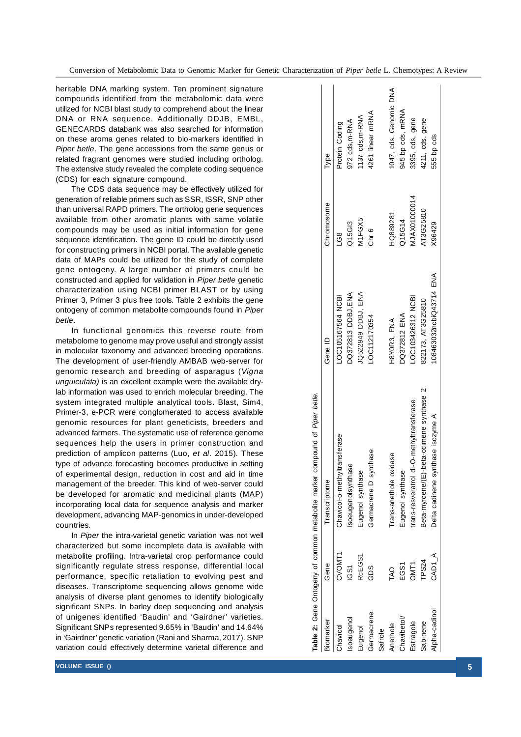heritable DNA marking system. Ten prominent signature compounds identified from the metabolomic data were utilized for NCBI blast study to comprehend about the linear DNA or RNA sequence. Additionally DDJB, EMBL, GENECARDS databank was also searched for information on these aroma genes related to bio-markers identified in *Piper betle*. The gene accessions from the same genus or related fragrant genomes were studied including ortholog. The extensive study revealed the complete coding sequence (CDS) for each signature compound.

The CDS data sequence may be effectively utilized for generation of reliable primers such as SSR, ISSR, SNP other than universal RAPD primers. The ortholog gene sequences available from other aromatic plants with same volatile compounds may be used as initial information for gene sequence identification. The gene ID could be directly used for constructing primers in NCBI portal. The available genetic data of MAPs could be utilized for the study of complete gene ontogeny. A large number of primers could be constructed and applied for validation in *Piper betle* genetic characterization using NCBI primer BLAST or by using Primer 3, Primer 3 plus free tools. Table 2 exhibits the gene ontogeny of common metabolite compounds found in *Piper betle*.

In functional genomics this reverse route from metabolome to genome may prove useful and strongly assist in molecular taxonomy and advanced breeding operations. The development of user-friendly AMBAB web-server for genomic research and breeding of asparagus (*Vigna unguiculata)* is an excellent example were the available dry-lab information was used to enrich molecular breeding. The system integrated multiple analytical tools. Blast, Sim4, Primer-3, e-PCR were conglomerated to access available genomic resources for plant geneticists, breeders and advanced farmers. The systematic use of reference genome sequences help the users in primer construction and prediction of amplicon patterns (Luo, *et al*. 2015). These type of advance forecasting becomes productive in setting of experimental design, reduction in cost and aid in time management of the breeder. This kind of web-server could be developed for aromatic and medicinal plants (MAP) incorporating local data for sequence analysis and marker development, advancing MAP-genomics in under-developed countries.

In *Piper* the intra-varietal genetic variation was not well characterized but some incomplete data is available with metabolite profiling. Intra-varietal crop performance could significantly regulate stress response, differential local performance, specific retaliation to evolving pest and diseases. Transcriptome sequencing allows genome wide analysis of diverse plant genomes to identify biologically significant SNPs. In barley deep sequencing and analysis of unigenes identified 'Baudin' and 'Gairdner' varieties. Significant SNPs represented 9.65% in 'Baudin' and 14.64% in 'Gairdner' genetic variation (Rani and Sharma, 2017). SNP variation could effectively determine varietal difference and

**Table 2:** Gene Ontogeny of common metabolite marker compound of *Piper betle*.

| Biomarker | Gene | Transcriptome | Gene ID | Chromosome | Type |
|---|---|---|---|---|---|
| Chavicol | CVOMT1 | Chavicol-o-methyltransferase | LOC105167564 NCBI | LG8 | Protein Coding |
| Isoeugenol | IGS1 | Isoeugenolsynthase | DQ372813 DDBJ,ENA | Q15GI3 | 972 cds,m-RNA |
| Eugenol | RcEGS1 | Eugenol synthase | JQ522949 DDBJ, ENA | M1FGX5 | 1137 cds,m-RNA |
| Germacrene | GDS | Germacrene D synthase | LOC112170354 | Chr 6 | 4261 linear mRNA |
| Safrole | | | | | |
| Anethole | TAO | Trans-anethole oxidase | H8Y0R3, ENA | HQ889281 | 1047, cds, Genomic DNA |
| Chavibetol/ | EGS1 | Eugenol synthase | DQ372812 ENA | Q15G14 | 945 bp cds, mRNA |
| Estragole | OMT1 | trans-resveratrol di-O-methyltransferase | LOC103426312 NCBI | MJAX01000014 | 3395, cds, gene |
| Sabinene | TPS24 | Beta-myrcene/(E)-beta-ocimene synthase 2 | 822173, AT3G25810 | AT3G25810 | 4211, cds, gene |
| Alpha-cadinol | CAD1_A | Delta cadinene synthase isozyme A | 108463032ncbiQ43714 ENA | X96429 | 555 bp cds |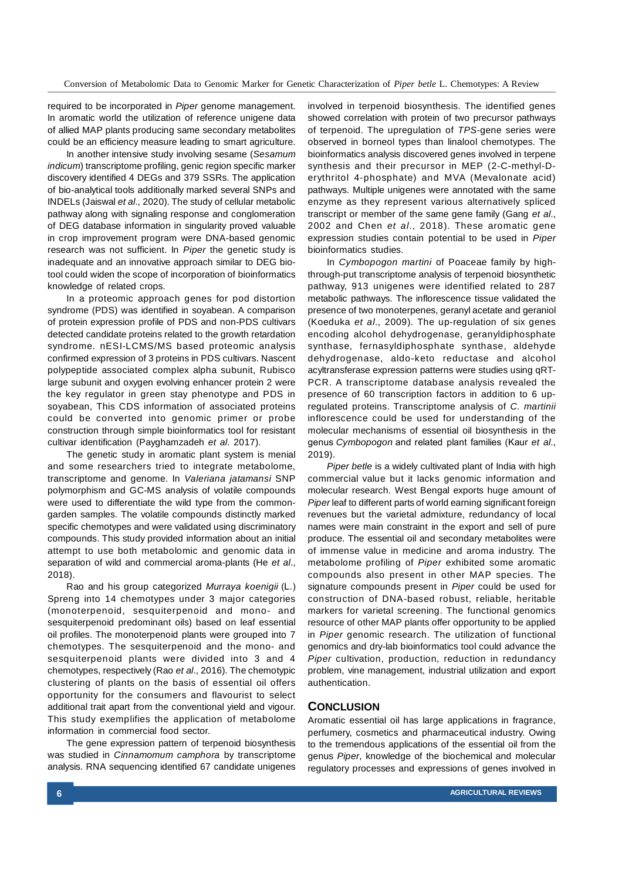required to be incorporated in *Piper* genome management. In aromatic world the utilization of reference unigene data of allied MAP plants producing same secondary metabolites could be an efficiency measure leading to smart agriculture.

In another intensive study involving sesame (*Sesamum indicum*) transcriptome profiling, genic region specific marker discovery identified 4 DEGs and 379 SSRs. The application of bio-analytical tools additionally marked several SNPs and INDELs (Jaiswal *et al.,* 2020). The study of cellular metabolic pathway along with signaling response and conglomeration of DEG database information in singularity proved valuable in crop improvement program were DNA-based genomic research was not sufficient. In *Piper* the genetic study is inadequate and an innovative approach similar to DEG bio-tool could widen the scope of incorporation of bioinformatics knowledge of related crops.

In a proteomic approach genes for pod distortion syndrome (PDS) was identified in soyabean. A comparison of protein expression profile of PDS and non-PDS cultivars detected candidate proteins related to the growth retardation syndrome. nESI-LCMS/MS based proteomic analysis confirmed expression of 3 proteins in PDS cultivars. Nascent polypeptide associated complex alpha subunit, Rubisco large subunit and oxygen evolving enhancer protein 2 were the key regulator in green stay phenotype and PDS in soyabean, This CDS information of associated proteins could be converted into genomic primer or probe construction through simple bioinformatics tool for resistant cultivar identification (Payghamzadeh *et al*. 2017).

The genetic study in aromatic plant system is menial and some researchers tried to integrate metabolome, transcriptome and genome. In *Valeriana jatamansi* SNP polymorphism and GC-MS analysis of volatile compounds were used to differentiate the wild type from the common-garden samples. The volatile compounds distinctly marked specific chemotypes and were validated using discriminatory compounds. This study provided information about an initial attempt to use both metabolomic and genomic data in separation of wild and commercial aroma-plants (He *et al*., 2018).

Rao and his group categorized *Murraya koenigii* (L.) Spreng into 14 chemotypes under 3 major categories (monoterpenoid, sesquiterpenoid and mono- and sesquiterpenoid predominant oils) based on leaf essential oil profiles. The monoterpenoid plants were grouped into 7 chemotypes. The sesquiterpenoid and the mono- and sesquiterpenoid plants were divided into 3 and 4 chemotypes, respectively (Rao *et al*., 2016). The chemotypic clustering of plants on the basis of essential oil offers opportunity for the consumers and flavourist to select additional trait apart from the conventional yield and vigour. This study exemplifies the application of metabolome information in commercial food sector.

The gene expression pattern of terpenoid biosynthesis was studied in *Cinnamomum camphora* by transcriptome analysis. RNA sequencing identified 67 candidate unigenes involved in terpenoid biosynthesis. The identified genes showed correlation with protein of two precursor pathways of terpenoid. The upregulation of *TPS*-gene series were observed in borneol types than linalool chemotypes. The bioinformatics analysis discovered genes involved in terpene synthesis and their precursor in MEP (2-C-methyl-D-erythritol 4-phosphate) and MVA (Mevalonate acid) pathways. Multiple unigenes were annotated with the same enzyme as they represent various alternatively spliced transcript or member of the same gene family (Gang *et al*., 2002 and Chen *et al*., 2018). These aromatic gene expression studies contain potential to be used in *Piper* bioinformatics studies.

In *Cymbopogon martini* of Poaceae family by high-through-put transcriptome analysis of terpenoid biosynthetic pathway, 913 unigenes were identified related to 287 metabolic pathways. The inflorescence tissue validated the presence of two monoterpenes, geranyl acetate and geraniol (Koeduka *et al*., 2009). The up-regulation of six genes encoding alcohol dehydrogenase, geranyldiphosphate synthase, fernasyldiphosphate synthase, aldehyde dehydrogenase, aldo-keto reductase and alcohol acyltransferase expression patterns were studies using qRT-PCR. A transcriptome database analysis revealed the presence of 60 transcription factors in addition to 6 up-regulated proteins. Transcriptome analysis of *C. martinii* inflorescence could be used for understanding of the molecular mechanisms of essential oil biosynthesis in the genus *Cymbopogon* and related plant families (Kaur *et al*., 2019).

*Piper betle* is a widely cultivated plant of India with high commercial value but it lacks genomic information and molecular research. West Bengal exports huge amount of *Piper* leaf to different parts of world earning significant foreign revenues but the varietal admixture, redundancy of local names were main constraint in the export and sell of pure produce. The essential oil and secondary metabolites were of immense value in medicine and aroma industry. The metabolome profiling of *Piper* exhibited some aromatic compounds also present in other MAP species. The signature compounds present in *Piper* could be used for construction of DNA-based robust, reliable, heritable markers for varietal screening. The functional genomics resource of other MAP plants offer opportunity to be applied in *Piper* genomic research. The utilization of functional genomics and dry-lab bioinformatics tool could advance the *Piper* cultivation, production, reduction in redundancy problem, vine management, industrial utilization and export authentication.

## CONCLUSION

Aromatic essential oil has large applications in fragrance, perfumery, cosmetics and pharmaceutical industry. Owing to the tremendous applications of the essential oil from the genus *Piper*, knowledge of the biochemical and molecular regulatory processes and expressions of genes involved in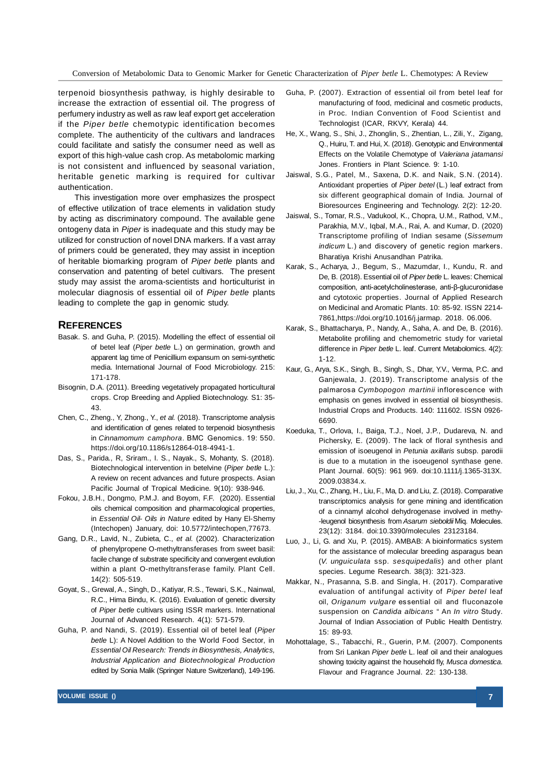terpenoid biosynthesis pathway, is highly desirable to increase the extraction of essential oil. The progress of perfumery industry as well as raw leaf export get acceleration if the *Piper betle* chemotypic identification becomes complete. The authenticity of the cultivars and landraces could facilitate and satisfy the consumer need as well as export of this high-value cash crop. As metabolomic marking is not consistent and influenced by seasonal variation, heritable genetic marking is required for cultivar authentication.

This investigation more over emphasizes the prospect of effective utilization of trace elements in validation study by acting as discriminatory compound. The available gene ontogeny data in *Piper* is inadequate and this study may be utilized for construction of novel DNA markers. If a vast array of primers could be generated, they may assist in inception of heritable biomarking program of *Piper betle* plants and conservation and patenting of betel cultivars. The present study may assist the aroma-scientists and horticulturist in molecular diagnosis of essential oil of *Piper betle* plants leading to complete the gap in genomic study.

## REFERENCES

Basak. S. and Guha, P. (2015). Modelling the effect of essential oil of betel leaf (*Piper betle* L.) on germination, growth and apparent lag time of Penicillium expansum on semi-synthetic media. International Journal of Food Microbiology. 215: 171-178.

Bisognin, D.A. (2011). Breeding vegetatively propagated horticultural crops. Crop Breeding and Applied Biotechnology. S1: 35-43.

Chen, C., Zheng., Y, Zhong., Y., *et al.* (2018). Transcriptome analysis and identification of genes related to terpenoid biosynthesis in *Cinnamomum camphora*. BMC Genomics. 19: 550. https://doi.org/10.1186/s12864-018-4941-1.

Das, S., Parida., R, Sriram., I. S., Nayak., S, Mohanty, S. (2018). Biotechnological intervention in betelvine (*Piper betle* L.): A review on recent advances and future prospects. Asian Pacific Journal of Tropical Medicine. 9(10): 938-946.

Fokou, J.B.H., Dongmo, P.M.J. and Boyom, F.F. (2020). Essential oils chemical composition and pharmacological properties, in *Essential Oil- Oils in Nature* edited by Hany El-Shemy (Intechopen) January, doi: 10.5772/intechopen,77673.

Gang, D.R., Lavid, N., Zubieta, C., *et al.* (2002). Characterization of phenylpropene O-methyltransferases from sweet basil: facile change of substrate specificity and convergent evolution within a plant O-methyltransferase family. Plant Cell. 14(2): 505-519.

Goyat, S., Grewal, A., Singh, D., Katiyar, R.S., Tewari, S.K., Nainwal, R.C., Hima Bindu, K. (2016). Evaluation of genetic diversity of *Piper betle* cultivars using ISSR markers. International Journal of Advanced Research. 4(1): 571-579.

Guha, P. and Nandi, S. (2019). Essential oil of betel leaf (*Piper betle* L): A Novel Addition to the World Food Sector, in *Essential Oil Research: Trends in Biosynthesis, Analytics, Industrial Application and Biotechnological Production* edited by Sonia Malik (Springer Nature Switzerland), 149-196.

Guha, P. (2007). Extraction of essential oil from betel leaf for manufacturing of food, medicinal and cosmetic products, in Proc. Indian Convention of Food Scientist and Technologist (ICAR, RKVY, Kerala) 44.

He, X., Wang, S., Shi, J., Zhonglin, S., Zhentian, L., Zili, Y., Zigang, Q., Huiru, T. and Hui, X. (2018). Genotypic and Environmental Effects on the Volatile Chemotype of *Valeriana jatamansi* Jones. Frontiers in Plant Science. 9: 1-10.

Jaiswal, S.G., Patel, M., Saxena, D.K. and Naik, S.N. (2014). Antioxidant properties of *Piper betel* (L.) leaf extract from six different geographical domain of India. Journal of Bioresources Engineering and Technology. 2(2): 12-20.

Jaiswal, S., Tomar, R.S., Vadukool, K., Chopra, U.M., Rathod, V.M., Parakhia, M.V., Iqbal, M.A., Rai, A. and Kumar, D. (2020) Transcriptome profiling of Indian sesame (*Sissemum indicum* L.) and discovery of genetic region markers. Bharatiya Krishi Anusandhan Patrika.

Karak, S., Acharya, J., Begum, S., Mazumdar, I., Kundu, R. and De, B. (2018). Essential oil of *Piper betle* L. leaves: Chemical composition, anti-acetylcholinesterase, anti-β-glucuronidase and cytotoxic properties. Journal of Applied Research on Medicinal and Aromatic Plants. 10: 85-92. ISSN 2214-7861,https://doi.org/10.1016/j.jarmap. 2018. 06.006.

Karak, S., Bhattacharya, P., Nandy, A., Saha, A. and De, B. (2016). Metabolite profiling and chemometric study for varietal difference in *Piper betle* L. leaf. Current Metabolomics. 4(2): 1-12.

Kaur, G., Arya, S.K., Singh, B., Singh, S., Dhar, Y.V., Verma, P.C. and Ganjewala, J. (2019). Transcriptome analysis of the palmarosa *Cymbopogon martinii* inflorescence with emphasis on genes involved in essential oil biosynthesis. Industrial Crops and Products. 140: 111602. ISSN 0926-6690.

Koeduka, T., Orlova, I., Baiga, T.J., Noel, J.P., Dudareva, N. and Pichersky, E. (2009). The lack of floral synthesis and emission of isoeugenol in *Petunia axillaris* subsp. parodii is due to a mutation in the isoeugenol synthase gene. Plant Journal. 60(5): 961 969. doi:10.1111/j.1365-313X. 2009.03834.x.

Liu, J., Xu, C., Zhang, H., Liu, F., Ma, D. and Liu, Z. (2018). Comparative transcriptomics analysis for gene mining and identification of a cinnamyl alcohol dehydrogenase involved in methy--leugenol biosynthesis from *Asarum sieboldii* Miq. Molecules. 23(12): 3184. doi:10.3390/molecules 23123184.

Luo, J., Li, G. and Xu, P. (2015). AMBAB: A bioinformatics system for the assistance of molecular breeding asparagus bean (*V. unguiculata* ssp. *sesquipedalis*) and other plant species. Legume Research. 38(3): 321-323.

Makkar, N., Prasanna, S.B. and Singla, H. (2017). Comparative evaluation of antifungal activity of *Piper betel* leaf oil, *Origanum vulgare* essential oil and fluconazole suspension on *Candida albicans* " An *In vitro* Study. Journal of Indian Association of Public Health Dentistry. 15: 89-93.

Mohottalage, S., Tabacchi, R., Guerin, P.M. (2007). Components from Sri Lankan *Piper betle* L. leaf oil and their analogues showing toxicity against the household fly, *Musca domestica*. Flavour and Fragrance Journal. 22: 130-138.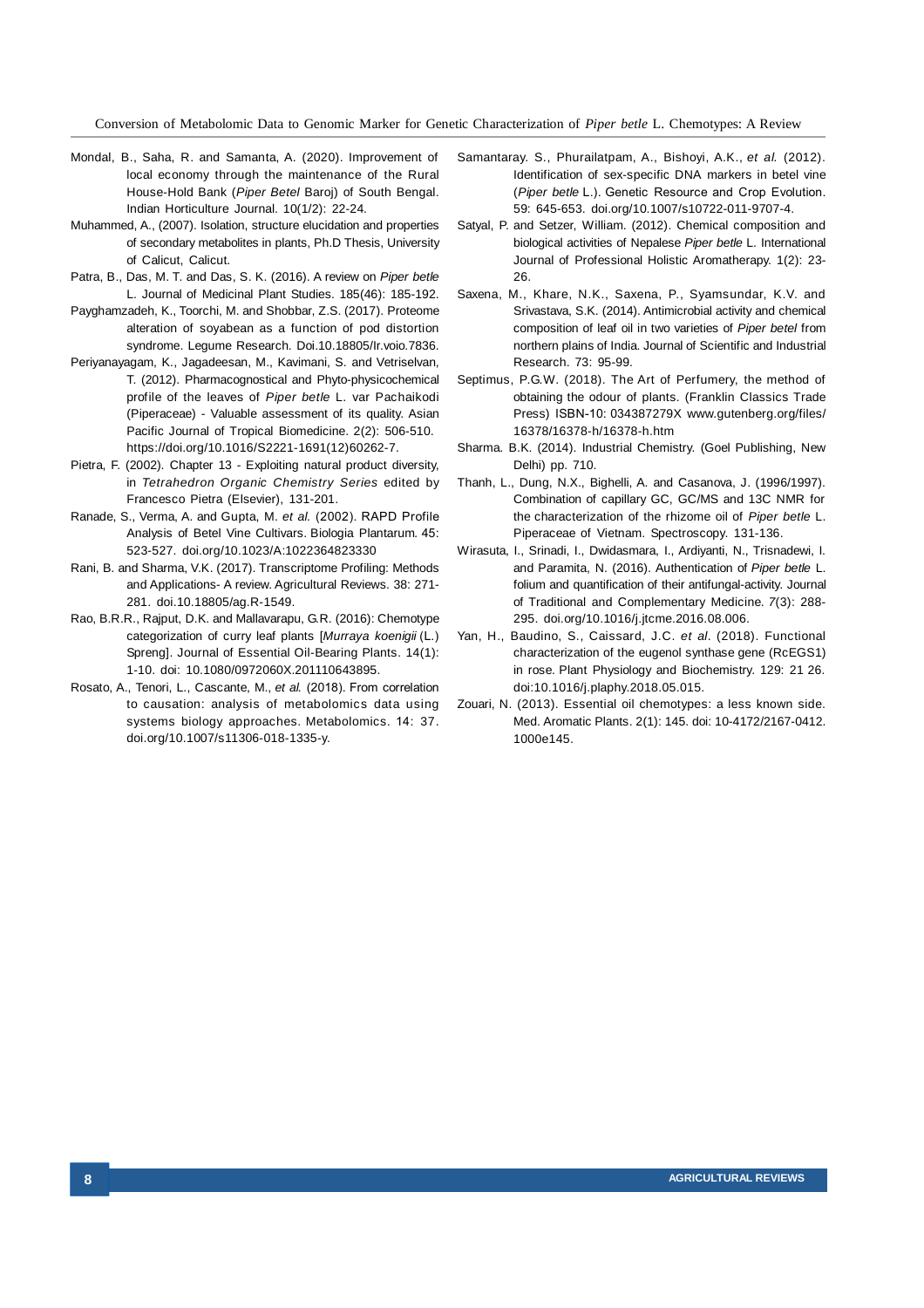Mondal, B., Saha, R. and Samanta, A. (2020). Improvement of local economy through the maintenance of the Rural House-Hold Bank (*Piper Betel* Baroj) of South Bengal. Indian Horticulture Journal. 10(1/2): 22-24.

Muhammed, A., (2007). Isolation, structure elucidation and properties of secondary metabolites in plants, Ph.D Thesis, University of Calicut, Calicut.

Patra, B., Das, M. T. and Das, S. K. (2016). A review on *Piper betle* L. Journal of Medicinal Plant Studies. 185(46): 185-192.

Payghamzadeh, K., Toorchi, M. and Shobbar, Z.S. (2017). Proteome alteration of soyabean as a function of pod distortion syndrome. Legume Research. Doi.10.18805/lr.voio.7836.

Periyanayagam, K., Jagadeesan, M., Kavimani, S. and Vetriselvan, T. (2012). Pharmacognostical and Phyto-physicochemical profile of the leaves of *Piper betle* L. var Pachaikodi (Piperaceae) - Valuable assessment of its quality. Asian Pacific Journal of Tropical Biomedicine. 2(2): 506-510. https://doi.org/10.1016/S2221-1691(12)60262-7.

Pietra, F. (2002). Chapter 13 - Exploiting natural product diversity, in *Tetrahedron Organic Chemistry Series* edited by Francesco Pietra (Elsevier), 131-201.

Ranade, S., Verma, A. and Gupta, M. *et al.* (2002). RAPD Profile Analysis of Betel Vine Cultivars. Biologia Plantarum. 45: 523-527. doi.org/10.1023/A:1022364823330

Rani, B. and Sharma, V.K. (2017). Transcriptome Profiling: Methods and Applications- A review. Agricultural Reviews. 38: 271-281. doi.10.18805/ag.R-1549.

Rao, B.R.R., Rajput, D.K. and Mallavarapu, G.R. (2016): Chemotype categorization of curry leaf plants [*Murraya koenigii* (L.) Spreng]. Journal of Essential Oil-Bearing Plants. 14(1): 1-10. doi: 10.1080/0972060X.201110643895.

Rosato, A., Tenori, L., Cascante, M., *et al.* (2018). From correlation to causation: analysis of metabolomics data using systems biology approaches. Metabolomics. 14: 37. doi.org/10.1007/s11306-018-1335-y.

Samantaray. S., Phurailatpam, A., Bishoyi, A.K., *et al.* (2012). Identification of sex-specific DNA markers in betel vine (*Piper betle* L.). Genetic Resource and Crop Evolution. 59: 645-653. doi.org/10.1007/s10722-011-9707-4.

Satyal, P. and Setzer, William. (2012). Chemical composition and biological activities of Nepalese *Piper betle* L. International Journal of Professional Holistic Aromatherapy. 1(2): 23-26.

Saxena, M., Khare, N.K., Saxena, P., Syamsundar, K.V. and Srivastava, S.K. (2014). Antimicrobial activity and chemical composition of leaf oil in two varieties of *Piper betel* from northern plains of India. Journal of Scientific and Industrial Research. 73: 95-99.

Septimus, P.G.W. (2018). The Art of Perfumery, the method of obtaining the odour of plants. (Franklin Classics Trade Press) ISBN-10: 034387279X www.gutenberg.org/files/16378/16378-h/16378-h.htm

Sharma. B.K. (2014). Industrial Chemistry. (Goel Publishing, New Delhi) pp. 710.

Thanh, L., Dung, N.X., Bighelli, A. and Casanova, J. (1996/1997). Combination of capillary GC, GC/MS and 13C NMR for the characterization of the rhizome oil of *Piper betle* L. Piperaceae of Vietnam. Spectroscopy. 131-136.

Wirasuta, I., Srinadi, I., Dwidasmara, I., Ardiyanti, N., Trisnadewi, I. and Paramita, N. (2016). Authentication of *Piper betle* L. folium and quantification of their antifungal-activity. Journal of Traditional and Complementary Medicine. 7(3): 288-295. doi.org/10.1016/j.jtcme.2016.08.006.

Yan, H., Baudino, S., Caissard, J.C. *et al*. (2018). Functional characterization of the eugenol synthase gene (RcEGS1) in rose. Plant Physiology and Biochemistry. 129: 21 26. doi:10.1016/j.plaphy.2018.05.015.

Zouari, N. (2013). Essential oil chemotypes: a less known side. Med. Aromatic Plants. 2(1): 145. doi: 10-4172/2167-0412. 1000e145.